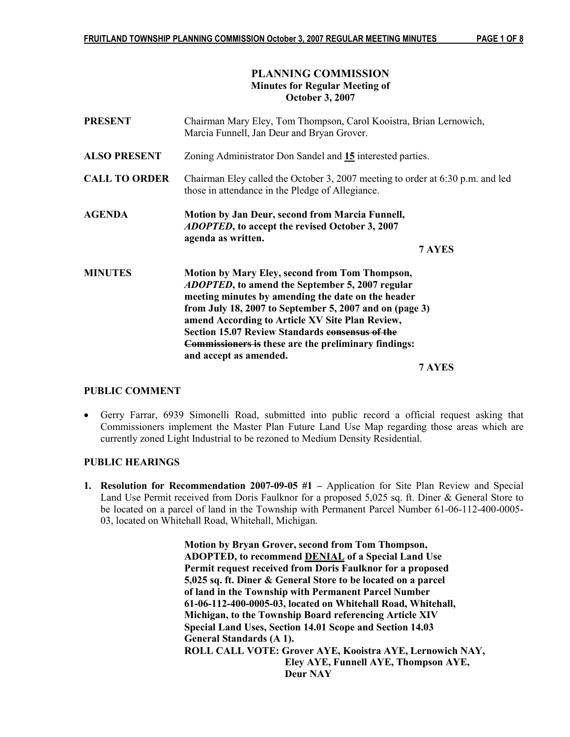# PLANNING COMMISSION
## Minutes for Regular Meeting of
## October 3, 2007

**PRESENT** Chairman Mary Eley, Tom Thompson, Carol Kooistra, Brian Lernowich, Marcia Funnell, Jan Deur and Bryan Grover.

**ALSO PRESENT** Zoning Administrator Don Sandel and **15** interested parties.

**CALL TO ORDER** Chairman Eley called the October 3, 2007 meeting to order at 6:30 p.m. and led those in attendance in the Pledge of Allegiance.

**AGENDA** **Motion by Jan Deur, second from Marcia Funnell, *ADOPTED*, to accept the revised October 3, 2007 agenda as written.**

**7 AYES**

**MINUTES** **Motion by Mary Eley, second from Tom Thompson, *ADOPTED*, to amend the September 5, 2007 regular meeting minutes by amending the date on the header from July 18, 2007 to September 5, 2007 and on (page 3) amend According to Article XV Site Plan Review, Section 15.07 Review Standards ~~consensus of the Commissioners is~~ these are the preliminary findings: and accept as amended.**

**7 AYES**

### PUBLIC COMMENT

- Gerry Farrar, 6939 Simonelli Road, submitted into public record a official request asking that Commissioners implement the Master Plan Future Land Use Map regarding those areas which are currently zoned Light Industrial to be rezoned to Medium Density Residential.

### PUBLIC HEARINGS

1. **Resolution for Recommendation 2007-09-05 #1 –** Application for Site Plan Review and Special Land Use Permit received from Doris Faulknor for a proposed 5,025 sq. ft. Diner & General Store to be located on a parcel of land in the Township with Permanent Parcel Number 61-06-112-400-0005-03, located on Whitehall Road, Whitehall, Michigan.

**Motion by Bryan Grover, second from Tom Thompson, ADOPTED, to recommend DENIAL of a Special Land Use Permit request received from Doris Faulknor for a proposed 5,025 sq. ft. Diner & General Store to be located on a parcel of land in the Township with Permanent Parcel Number 61-06-112-400-0005-03, located on Whitehall Road, Whitehall, Michigan, to the Township Board referencing Article XIV Special Land Uses, Section 14.01 Scope and Section 14.03 General Standards (A 1).**
**ROLL CALL VOTE: Grover AYE, Kooistra AYE, Lernowich NAY, Eley AYE, Funnell AYE, Thompson AYE, Deur NAY**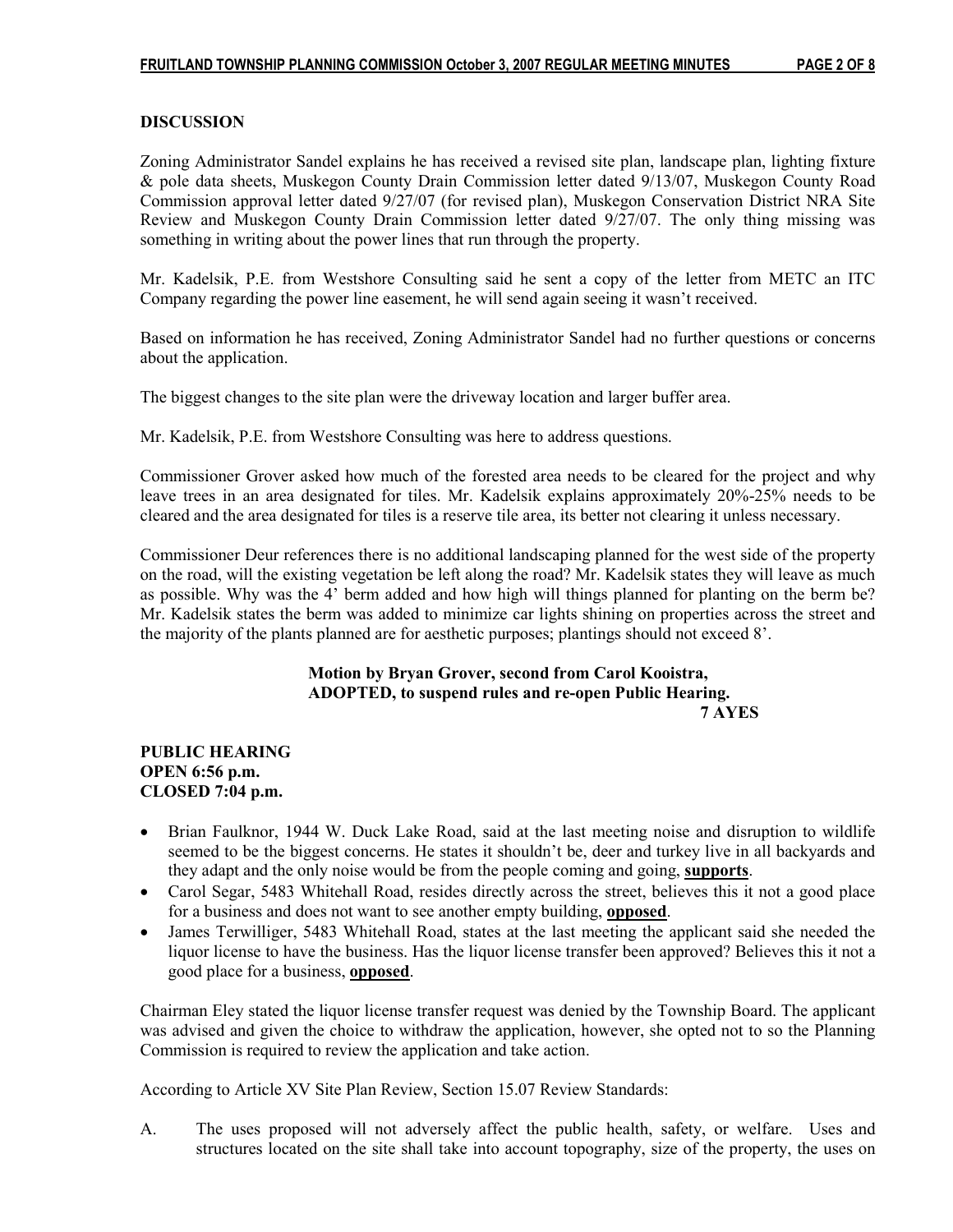**DISCUSSION**

Zoning Administrator Sandel explains he has received a revised site plan, landscape plan, lighting fixture & pole data sheets, Muskegon County Drain Commission letter dated 9/13/07, Muskegon County Road Commission approval letter dated 9/27/07 (for revised plan), Muskegon Conservation District NRA Site Review and Muskegon County Drain Commission letter dated 9/27/07. The only thing missing was something in writing about the power lines that run through the property.

Mr. Kadelsik, P.E. from Westshore Consulting said he sent a copy of the letter from METC an ITC Company regarding the power line easement, he will send again seeing it wasn't received.

Based on information he has received, Zoning Administrator Sandel had no further questions or concerns about the application.

The biggest changes to the site plan were the driveway location and larger buffer area.

Mr. Kadelsik, P.E. from Westshore Consulting was here to address questions.

Commissioner Grover asked how much of the forested area needs to be cleared for the project and why leave trees in an area designated for tiles. Mr. Kadelsik explains approximately 20%-25% needs to be cleared and the area designated for tiles is a reserve tile area, its better not clearing it unless necessary.

Commissioner Deur references there is no additional landscaping planned for the west side of the property on the road, will the existing vegetation be left along the road? Mr. Kadelsik states they will leave as much as possible. Why was the 4' berm added and how high will things planned for planting on the berm be? Mr. Kadelsik states the berm was added to minimize car lights shining on properties across the street and the majority of the plants planned are for aesthetic purposes; plantings should not exceed 8'.

**Motion by Bryan Grover, second from Carol Kooistra, ADOPTED, to suspend rules and re-open Public Hearing.**
**7 AYES**

**PUBLIC HEARING**
**OPEN 6:56 p.m.**
**CLOSED 7:04 p.m.**

- Brian Faulknor, 1944 W. Duck Lake Road, said at the last meeting noise and disruption to wildlife seemed to be the biggest concerns. He states it shouldn't be, deer and turkey live in all backyards and they adapt and the only noise would be from the people coming and going, **supports**.
- Carol Segar, 5483 Whitehall Road, resides directly across the street, believes this it not a good place for a business and does not want to see another empty building, **opposed**.
- James Terwilliger, 5483 Whitehall Road, states at the last meeting the applicant said she needed the liquor license to have the business. Has the liquor license transfer been approved? Believes this it not a good place for a business, **opposed**.

Chairman Eley stated the liquor license transfer request was denied by the Township Board. The applicant was advised and given the choice to withdraw the application, however, she opted not to so the Planning Commission is required to review the application and take action.

According to Article XV Site Plan Review, Section 15.07 Review Standards:

A. The uses proposed will not adversely affect the public health, safety, or welfare. Uses and structures located on the site shall take into account topography, size of the property, the uses on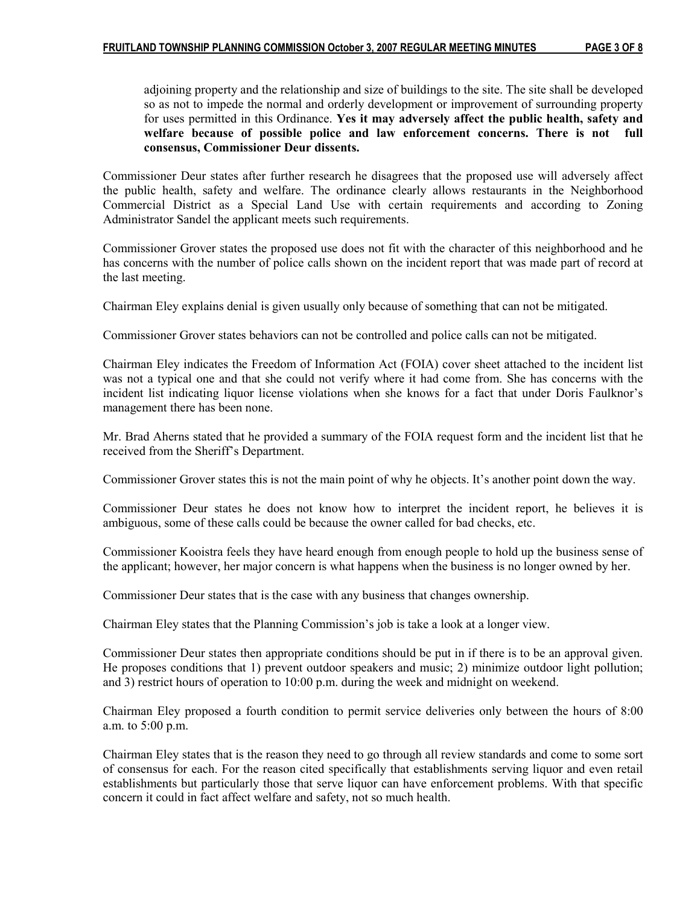adjoining property and the relationship and size of buildings to the site. The site shall be developed so as not to impede the normal and orderly development or improvement of surrounding property for uses permitted in this Ordinance. **Yes it may adversely affect the public health, safety and welfare because of possible police and law enforcement concerns. There is not full consensus, Commissioner Deur dissents.**

Commissioner Deur states after further research he disagrees that the proposed use will adversely affect the public health, safety and welfare. The ordinance clearly allows restaurants in the Neighborhood Commercial District as a Special Land Use with certain requirements and according to Zoning Administrator Sandel the applicant meets such requirements.

Commissioner Grover states the proposed use does not fit with the character of this neighborhood and he has concerns with the number of police calls shown on the incident report that was made part of record at the last meeting.

Chairman Eley explains denial is given usually only because of something that can not be mitigated.

Commissioner Grover states behaviors can not be controlled and police calls can not be mitigated.

Chairman Eley indicates the Freedom of Information Act (FOIA) cover sheet attached to the incident list was not a typical one and that she could not verify where it had come from. She has concerns with the incident list indicating liquor license violations when she knows for a fact that under Doris Faulknor's management there has been none.

Mr. Brad Aherns stated that he provided a summary of the FOIA request form and the incident list that he received from the Sheriff's Department.

Commissioner Grover states this is not the main point of why he objects. It's another point down the way.

Commissioner Deur states he does not know how to interpret the incident report, he believes it is ambiguous, some of these calls could be because the owner called for bad checks, etc.

Commissioner Kooistra feels they have heard enough from enough people to hold up the business sense of the applicant; however, her major concern is what happens when the business is no longer owned by her.

Commissioner Deur states that is the case with any business that changes ownership.

Chairman Eley states that the Planning Commission's job is take a look at a longer view.

Commissioner Deur states then appropriate conditions should be put in if there is to be an approval given. He proposes conditions that 1) prevent outdoor speakers and music; 2) minimize outdoor light pollution; and 3) restrict hours of operation to 10:00 p.m. during the week and midnight on weekend.

Chairman Eley proposed a fourth condition to permit service deliveries only between the hours of 8:00 a.m. to 5:00 p.m.

Chairman Eley states that is the reason they need to go through all review standards and come to some sort of consensus for each. For the reason cited specifically that establishments serving liquor and even retail establishments but particularly those that serve liquor can have enforcement problems. With that specific concern it could in fact affect welfare and safety, not so much health.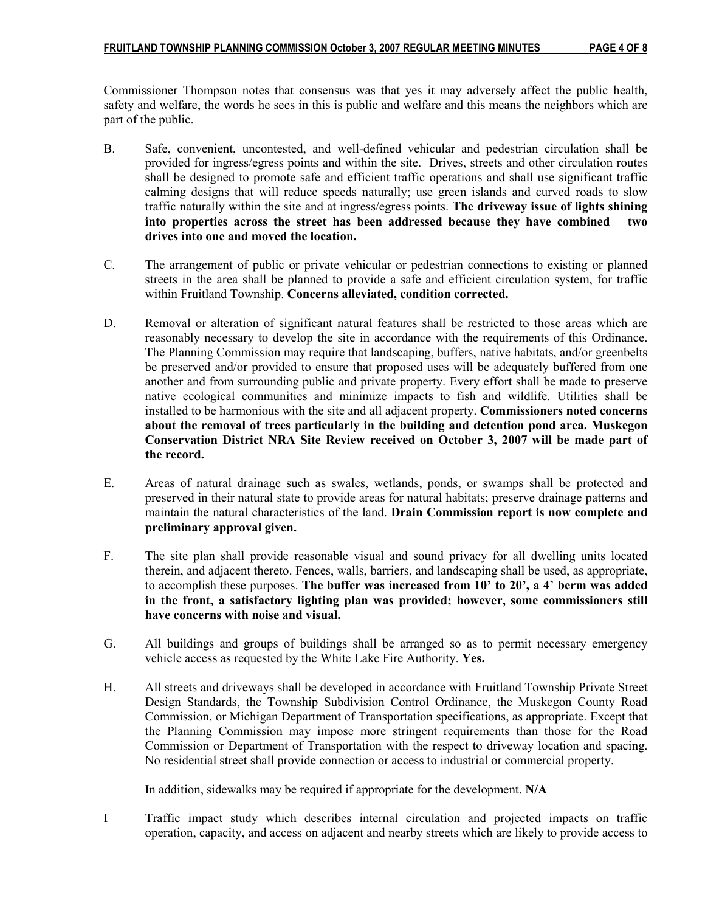Commissioner Thompson notes that consensus was that yes it may adversely affect the public health, safety and welfare, the words he sees in this is public and welfare and this means the neighbors which are part of the public.

B. Safe, convenient, uncontested, and well-defined vehicular and pedestrian circulation shall be provided for ingress/egress points and within the site. Drives, streets and other circulation routes shall be designed to promote safe and efficient traffic operations and shall use significant traffic calming designs that will reduce speeds naturally; use green islands and curved roads to slow traffic naturally within the site and at ingress/egress points. **The driveway issue of lights shining into properties across the street has been addressed because they have combined two drives into one and moved the location.**

C. The arrangement of public or private vehicular or pedestrian connections to existing or planned streets in the area shall be planned to provide a safe and efficient circulation system, for traffic within Fruitland Township. **Concerns alleviated, condition corrected.**

D. Removal or alteration of significant natural features shall be restricted to those areas which are reasonably necessary to develop the site in accordance with the requirements of this Ordinance. The Planning Commission may require that landscaping, buffers, native habitats, and/or greenbelts be preserved and/or provided to ensure that proposed uses will be adequately buffered from one another and from surrounding public and private property. Every effort shall be made to preserve native ecological communities and minimize impacts to fish and wildlife. Utilities shall be installed to be harmonious with the site and all adjacent property. **Commissioners noted concerns about the removal of trees particularly in the building and detention pond area. Muskegon Conservation District NRA Site Review received on October 3, 2007 will be made part of the record.**

E. Areas of natural drainage such as swales, wetlands, ponds, or swamps shall be protected and preserved in their natural state to provide areas for natural habitats; preserve drainage patterns and maintain the natural characteristics of the land. **Drain Commission report is now complete and preliminary approval given.**

F. The site plan shall provide reasonable visual and sound privacy for all dwelling units located therein, and adjacent thereto. Fences, walls, barriers, and landscaping shall be used, as appropriate, to accomplish these purposes. **The buffer was increased from 10' to 20', a 4' berm was added in the front, a satisfactory lighting plan was provided; however, some commissioners still have concerns with noise and visual.**

G. All buildings and groups of buildings shall be arranged so as to permit necessary emergency vehicle access as requested by the White Lake Fire Authority. **Yes.**

H. All streets and driveways shall be developed in accordance with Fruitland Township Private Street Design Standards, the Township Subdivision Control Ordinance, the Muskegon County Road Commission, or Michigan Department of Transportation specifications, as appropriate. Except that the Planning Commission may impose more stringent requirements than those for the Road Commission or Department of Transportation with the respect to driveway location and spacing. No residential street shall provide connection or access to industrial or commercial property.

In addition, sidewalks may be required if appropriate for the development. **N/A**

I Traffic impact study which describes internal circulation and projected impacts on traffic operation, capacity, and access on adjacent and nearby streets which are likely to provide access to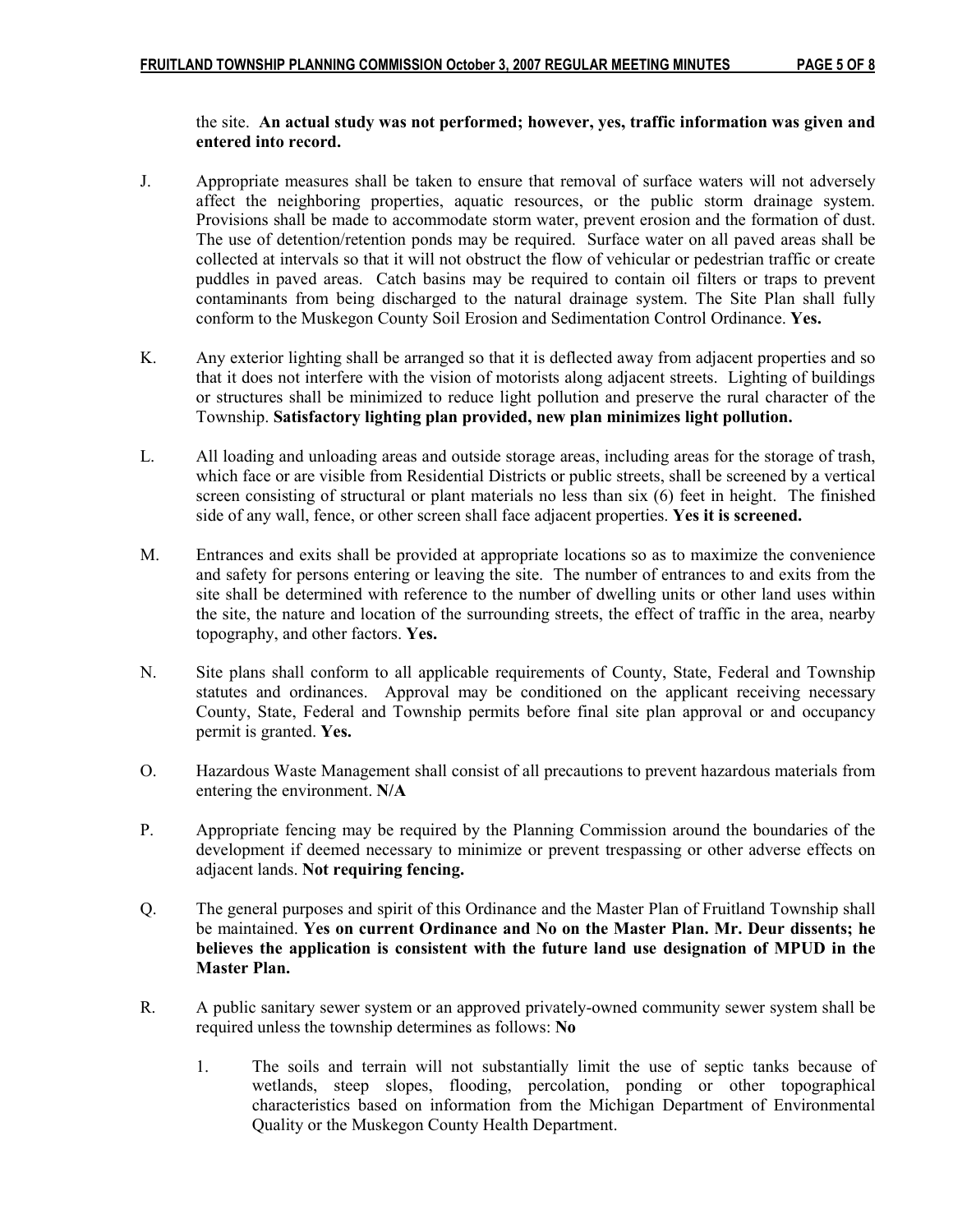the site. **An actual study was not performed; however, yes, traffic information was given and entered into record.**

J. Appropriate measures shall be taken to ensure that removal of surface waters will not adversely affect the neighboring properties, aquatic resources, or the public storm drainage system. Provisions shall be made to accommodate storm water, prevent erosion and the formation of dust. The use of detention/retention ponds may be required. Surface water on all paved areas shall be collected at intervals so that it will not obstruct the flow of vehicular or pedestrian traffic or create puddles in paved areas. Catch basins may be required to contain oil filters or traps to prevent contaminants from being discharged to the natural drainage system. The Site Plan shall fully conform to the Muskegon County Soil Erosion and Sedimentation Control Ordinance. **Yes.**

K. Any exterior lighting shall be arranged so that it is deflected away from adjacent properties and so that it does not interfere with the vision of motorists along adjacent streets. Lighting of buildings or structures shall be minimized to reduce light pollution and preserve the rural character of the Township. **Satisfactory lighting plan provided, new plan minimizes light pollution.**

L. All loading and unloading areas and outside storage areas, including areas for the storage of trash, which face or are visible from Residential Districts or public streets, shall be screened by a vertical screen consisting of structural or plant materials no less than six (6) feet in height. The finished side of any wall, fence, or other screen shall face adjacent properties. **Yes it is screened.**

M. Entrances and exits shall be provided at appropriate locations so as to maximize the convenience and safety for persons entering or leaving the site. The number of entrances to and exits from the site shall be determined with reference to the number of dwelling units or other land uses within the site, the nature and location of the surrounding streets, the effect of traffic in the area, nearby topography, and other factors. **Yes.**

N. Site plans shall conform to all applicable requirements of County, State, Federal and Township statutes and ordinances. Approval may be conditioned on the applicant receiving necessary County, State, Federal and Township permits before final site plan approval or and occupancy permit is granted. **Yes.**

O. Hazardous Waste Management shall consist of all precautions to prevent hazardous materials from entering the environment. **N/A**

P. Appropriate fencing may be required by the Planning Commission around the boundaries of the development if deemed necessary to minimize or prevent trespassing or other adverse effects on adjacent lands. **Not requiring fencing.**

Q. The general purposes and spirit of this Ordinance and the Master Plan of Fruitland Township shall be maintained. **Yes on current Ordinance and No on the Master Plan. Mr. Deur dissents; he believes the application is consistent with the future land use designation of MPUD in the Master Plan.**

R. A public sanitary sewer system or an approved privately-owned community sewer system shall be required unless the township determines as follows: **No**

   1. The soils and terrain will not substantially limit the use of septic tanks because of wetlands, steep slopes, flooding, percolation, ponding or other topographical characteristics based on information from the Michigan Department of Environmental Quality or the Muskegon County Health Department.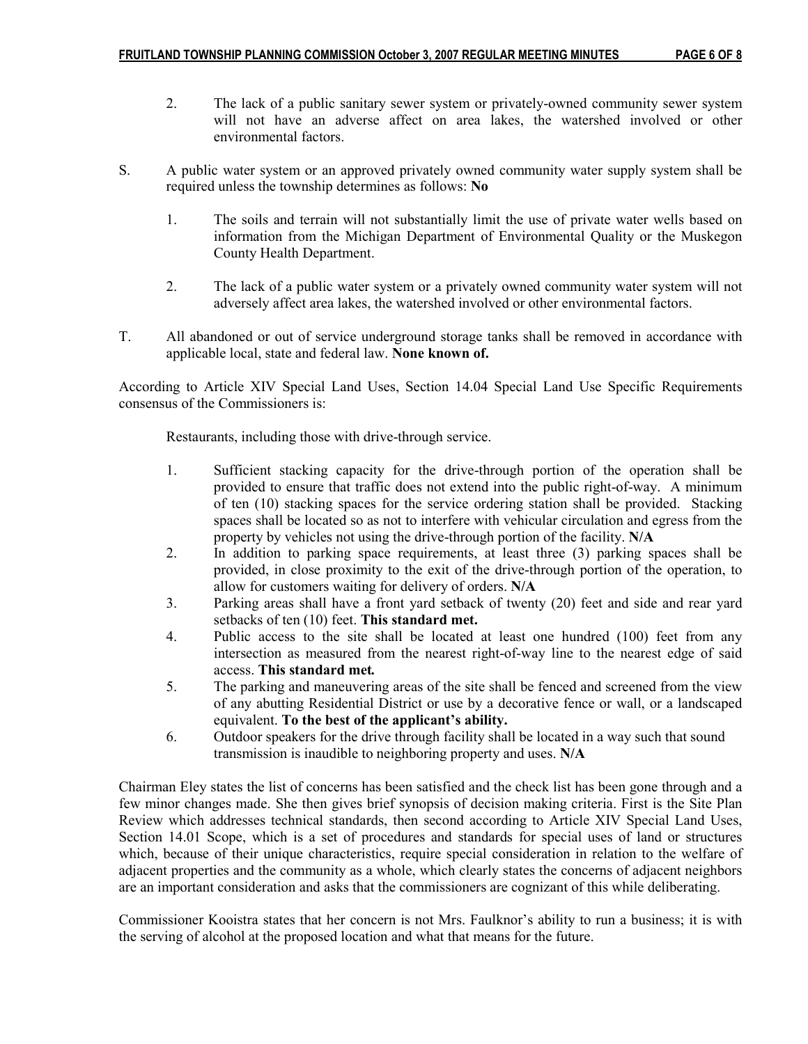2. The lack of a public sanitary sewer system or privately-owned community sewer system will not have an adverse affect on area lakes, the watershed involved or other environmental factors.

S. A public water system or an approved privately owned community water supply system shall be required unless the township determines as follows: **No**

1. The soils and terrain will not substantially limit the use of private water wells based on information from the Michigan Department of Environmental Quality or the Muskegon County Health Department.

2. The lack of a public water system or a privately owned community water system will not adversely affect area lakes, the watershed involved or other environmental factors.

T. All abandoned or out of service underground storage tanks shall be removed in accordance with applicable local, state and federal law. **None known of.**

According to Article XIV Special Land Uses, Section 14.04 Special Land Use Specific Requirements consensus of the Commissioners is:

Restaurants, including those with drive-through service.

1. Sufficient stacking capacity for the drive-through portion of the operation shall be provided to ensure that traffic does not extend into the public right-of-way. A minimum of ten (10) stacking spaces for the service ordering station shall be provided. Stacking spaces shall be located so as not to interfere with vehicular circulation and egress from the property by vehicles not using the drive-through portion of the facility. **N/A**
2. In addition to parking space requirements, at least three (3) parking spaces shall be provided, in close proximity to the exit of the drive-through portion of the operation, to allow for customers waiting for delivery of orders. **N/A**
3. Parking areas shall have a front yard setback of twenty (20) feet and side and rear yard setbacks of ten (10) feet. **This standard met.**
4. Public access to the site shall be located at least one hundred (100) feet from any intersection as measured from the nearest right-of-way line to the nearest edge of said access. **This standard met.**
5. The parking and maneuvering areas of the site shall be fenced and screened from the view of any abutting Residential District or use by a decorative fence or wall, or a landscaped equivalent. **To the best of the applicant's ability.**
6. Outdoor speakers for the drive through facility shall be located in a way such that sound transmission is inaudible to neighboring property and uses. **N/A**

Chairman Eley states the list of concerns has been satisfied and the check list has been gone through and a few minor changes made. She then gives brief synopsis of decision making criteria. First is the Site Plan Review which addresses technical standards, then second according to Article XIV Special Land Uses, Section 14.01 Scope, which is a set of procedures and standards for special uses of land or structures which, because of their unique characteristics, require special consideration in relation to the welfare of adjacent properties and the community as a whole, which clearly states the concerns of adjacent neighbors are an important consideration and asks that the commissioners are cognizant of this while deliberating.

Commissioner Kooistra states that her concern is not Mrs. Faulknor's ability to run a business; it is with the serving of alcohol at the proposed location and what that means for the future.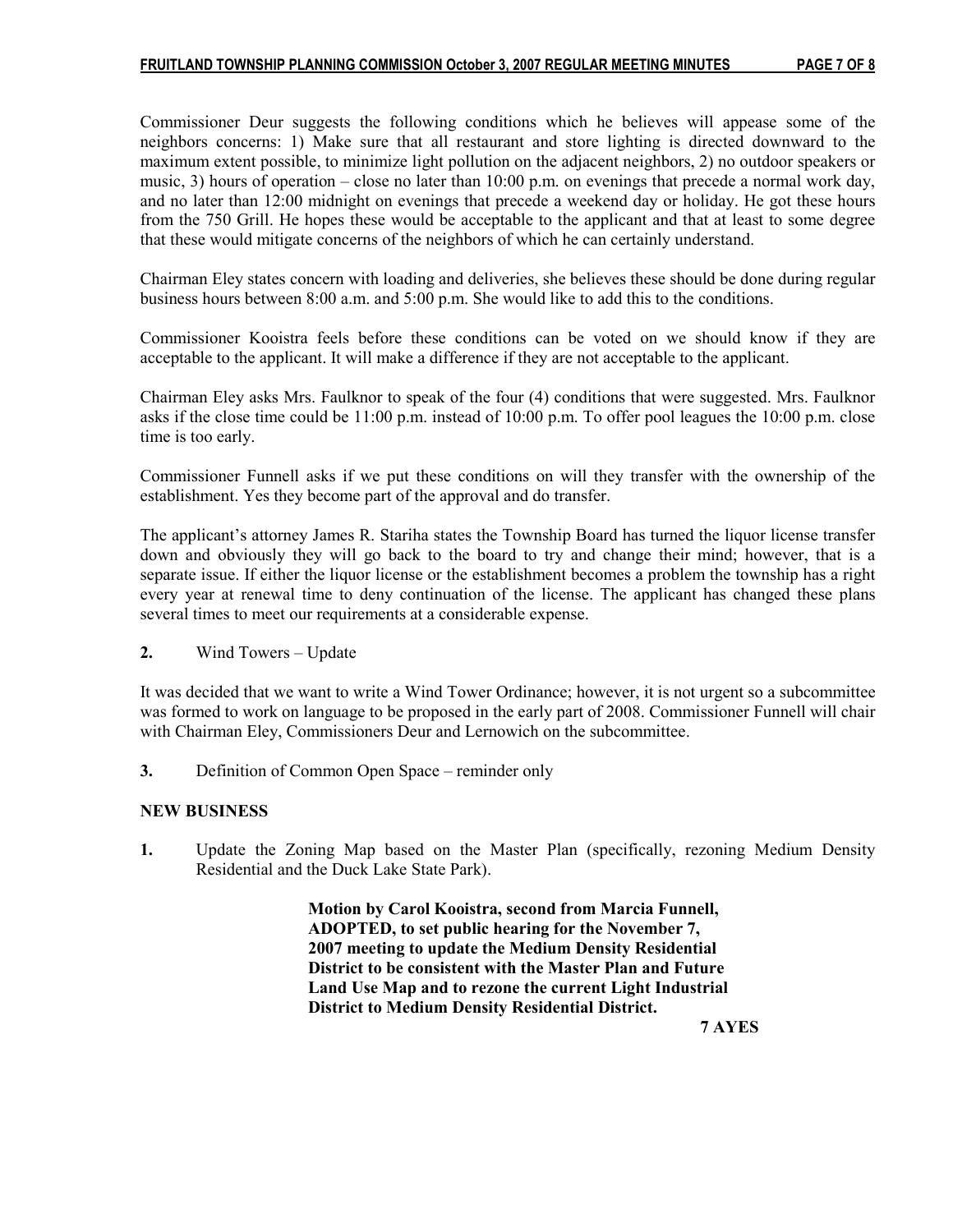Commissioner Deur suggests the following conditions which he believes will appease some of the neighbors concerns: 1) Make sure that all restaurant and store lighting is directed downward to the maximum extent possible, to minimize light pollution on the adjacent neighbors, 2) no outdoor speakers or music, 3) hours of operation – close no later than 10:00 p.m. on evenings that precede a normal work day, and no later than 12:00 midnight on evenings that precede a weekend day or holiday. He got these hours from the 750 Grill. He hopes these would be acceptable to the applicant and that at least to some degree that these would mitigate concerns of the neighbors of which he can certainly understand.

Chairman Eley states concern with loading and deliveries, she believes these should be done during regular business hours between 8:00 a.m. and 5:00 p.m. She would like to add this to the conditions.

Commissioner Kooistra feels before these conditions can be voted on we should know if they are acceptable to the applicant. It will make a difference if they are not acceptable to the applicant.

Chairman Eley asks Mrs. Faulknor to speak of the four (4) conditions that were suggested. Mrs. Faulknor asks if the close time could be 11:00 p.m. instead of 10:00 p.m. To offer pool leagues the 10:00 p.m. close time is too early.

Commissioner Funnell asks if we put these conditions on will they transfer with the ownership of the establishment. Yes they become part of the approval and do transfer.

The applicant's attorney James R. Stariha states the Township Board has turned the liquor license transfer down and obviously they will go back to the board to try and change their mind; however, that is a separate issue. If either the liquor license or the establishment becomes a problem the township has a right every year at renewal time to deny continuation of the license. The applicant has changed these plans several times to meet our requirements at a considerable expense.

**2.** Wind Towers – Update

It was decided that we want to write a Wind Tower Ordinance; however, it is not urgent so a subcommittee was formed to work on language to be proposed in the early part of 2008. Commissioner Funnell will chair with Chairman Eley, Commissioners Deur and Lernowich on the subcommittee.

**3.** Definition of Common Open Space – reminder only

## NEW BUSINESS

**1.** Update the Zoning Map based on the Master Plan (specifically, rezoning Medium Density Residential and the Duck Lake State Park).

> **Motion by Carol Kooistra, second from Marcia Funnell, ADOPTED, to set public hearing for the November 7, 2007 meeting to update the Medium Density Residential District to be consistent with the Master Plan and Future Land Use Map and to rezone the current Light Industrial District to Medium Density Residential District.**
>
> **7 AYES**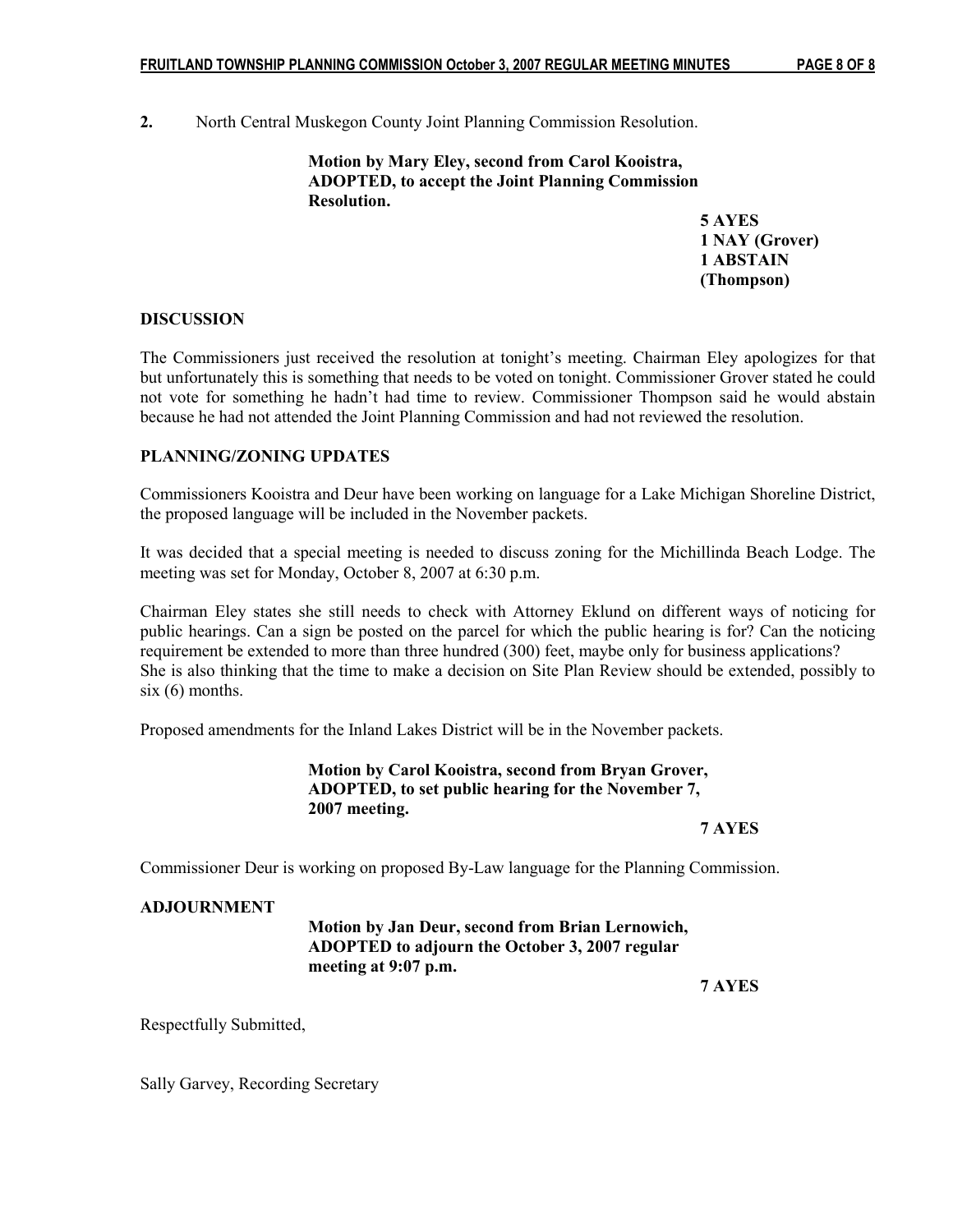**2.** North Central Muskegon County Joint Planning Commission Resolution.

**Motion by Mary Eley, second from Carol Kooistra, ADOPTED, to accept the Joint Planning Commission Resolution.**

**5 AYES**
**1 NAY (Grover)**
**1 ABSTAIN (Thompson)**

### DISCUSSION

The Commissioners just received the resolution at tonight's meeting. Chairman Eley apologizes for that but unfortunately this is something that needs to be voted on tonight. Commissioner Grover stated he could not vote for something he hadn't had time to review. Commissioner Thompson said he would abstain because he had not attended the Joint Planning Commission and had not reviewed the resolution.

### PLANNING/ZONING UPDATES

Commissioners Kooistra and Deur have been working on language for a Lake Michigan Shoreline District, the proposed language will be included in the November packets.

It was decided that a special meeting is needed to discuss zoning for the Michillinda Beach Lodge. The meeting was set for Monday, October 8, 2007 at 6:30 p.m.

Chairman Eley states she still needs to check with Attorney Eklund on different ways of noticing for public hearings. Can a sign be posted on the parcel for which the public hearing is for? Can the noticing requirement be extended to more than three hundred (300) feet, maybe only for business applications? She is also thinking that the time to make a decision on Site Plan Review should be extended, possibly to six (6) months.

Proposed amendments for the Inland Lakes District will be in the November packets.

**Motion by Carol Kooistra, second from Bryan Grover, ADOPTED, to set public hearing for the November 7, 2007 meeting.**

**7 AYES**

Commissioner Deur is working on proposed By-Law language for the Planning Commission.

### ADJOURNMENT

**Motion by Jan Deur, second from Brian Lernowich, ADOPTED to adjourn the October 3, 2007 regular meeting at 9:07 p.m.**

**7 AYES**

Respectfully Submitted,

Sally Garvey, Recording Secretary